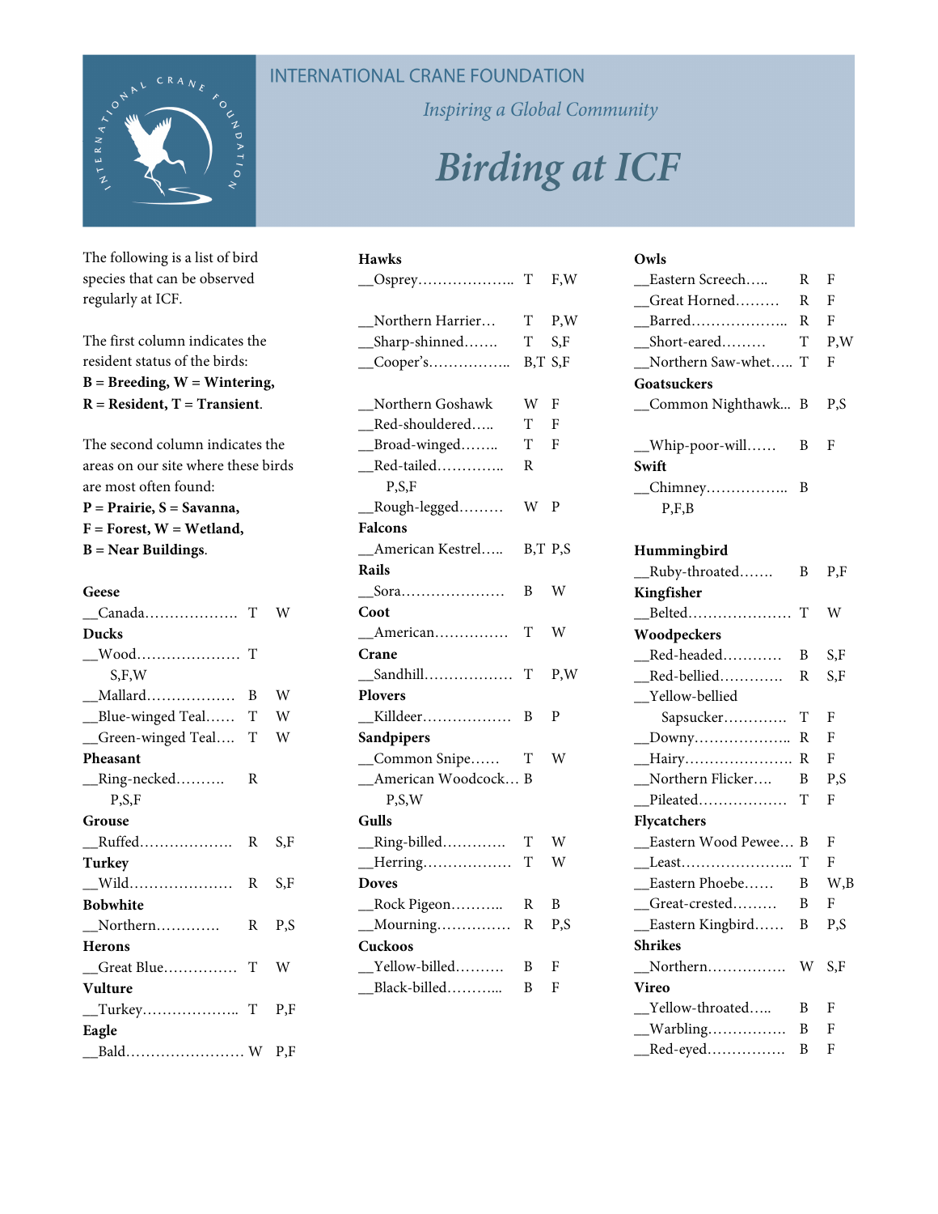INTERNATIONAL CRANE FOUNDATION

*Inspiring a Global Community*

# *Birding at ICF*

The following is a list of bird species that can be observed regularly at ICF.

The first column indicates the resident status of the birds:
**B = Breeding, W = Wintering, R = Resident, T = Transient**.

The second column indicates the areas on our site where these birds are most often found:
**P = Prairie, S = Savanna, F = Forest, W = Wetland, B = Near Buildings**.

**Geese**
__Canada.................. T W

**Ducks**
__Wood.................... T S,F,W
__Mallard.................. B W
__Blue-winged Teal...... T W
__Green-winged Teal.... T W

**Pheasant**
__Ring-necked.......... R P,S,F

**Grouse**
__Ruffed.................. R S,F

**Turkey**
__Wild.................... R S,F

**Bobwhite**
__Northern............ R P,S

**Herons**
__Great Blue............... T W

**Vulture**
__Turkey.................. T P,F

**Eagle**
__Bald....................... W P,F

**Hawks**
__Osprey.................. T F,W

__Northern Harrier... T P,W
__Sharp-shinned....... T S,F
__Cooper's................ B,T S,F

__Northern Goshawk W F
__Red-shouldered..... T F
__Broad-winged........ T F
__Red-tailed............. R P,S,F
__Rough-legged......... W P

**Falcons**
__American Kestrel..... B,T P,S

**Rails**
__Sora.................... B W

**Coot**
__American.............. T W

**Crane**
__Sandhill................. T P,W

**Plovers**
__Killdeer................. B P

**Sandpipers**
__Common Snipe...... T W
__American Woodcock... B P,S,W

**Gulls**
__Ring-billed............ T W
__Herring................. T W

**Doves**
__Rock Pigeon.......... R B
__Mourning.............. R P,S

**Cuckoos**
__Yellow-billed.......... B F
__Black-billed........... B F

**Owls**
__Eastern Screech..... R F
__Great Horned......... R F
__Barred.................. R F
__Short-eared......... T P,W
__Northern Saw-whet..... T F

**Goatsuckers**
__Common Nighthawk... B P,S

__Whip-poor-will...... B F

**Swift**
__Chimney................ B P,F,B

**Hummingbird**
__Ruby-throated....... B P,F

**Kingfisher**
__Belted.................... T W

**Woodpeckers**
__Red-headed............ B S,F
__Red-bellied............ R S,F
__Yellow-bellied Sapsucker............ T F
__Downy.................. R F
__Hairy..................... R F
__Northern Flicker.... B P,S
__Pileated................. T F

**Flycatchers**
__Eastern Wood Pewee... B F
__Least..................... T F
__Eastern Phoebe...... B W,B
__Great-crested......... B F
__Eastern Kingbird...... B P,S

**Shrikes**
__Northern................ W S,F

**Vireo**
__Yellow-throated..... B F
__Warbling................ B F
__Red-eyed................ B F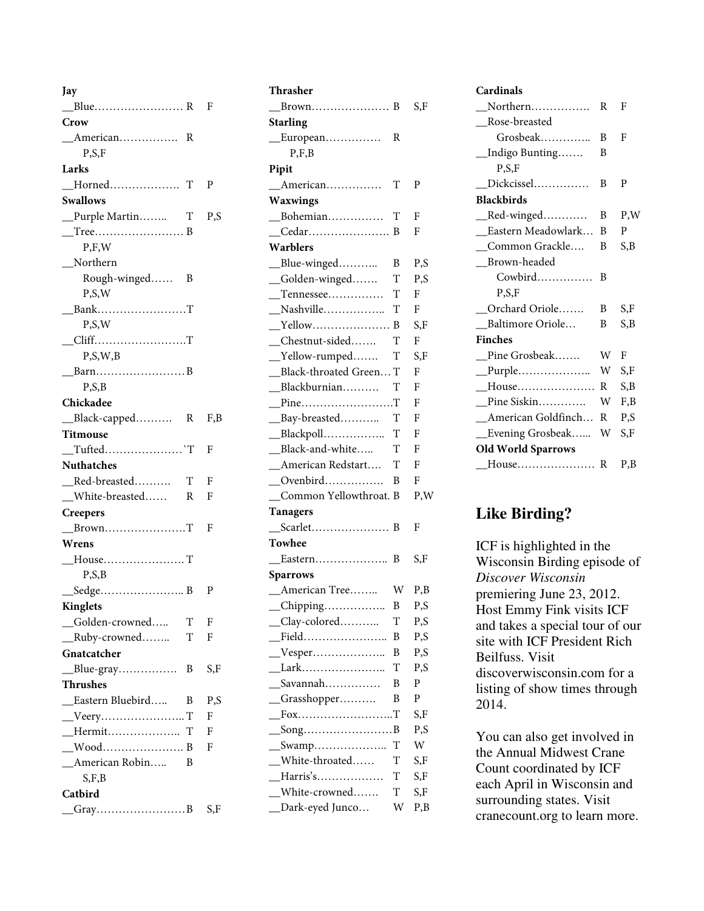**Jay**

__Blue…………………… R F

**Crow**

__American……………. R P,S,F

**Larks**

__Horned………………. T P

**Swallows**

__Purple Martin…….. T P,S

__Tree…………………… B P,F,W

__Northern Rough-winged…… B P,S,W

__Bank……………………T P,S,W

__Cliff…………………….T P,S,W,B

__Barn……………………B P,S,B

**Chickadee**

__Black-capped……… R F,B

**Titmouse**

__Tufted…………………`T F

**Nuthatches**

__Red-breasted……… T F

__White-breasted…… R F

**Creepers**

__Brown…………………T F

**Wrens**

__House…………………T P,S,B

__Sedge………………….. B P

**Kinglets**

__Golden-crowned….. T F

__Ruby-crowned…….. T F

**Gnatcatcher**

__Blue-gray……………. B S,F

**Thrushes**

__Eastern Bluebird….. B P,S

__Veery…………………..T F

__Hermit……………….. T F

__Wood…………………. B F

__American Robin….. B S,F,B

**Catbird**

__Gray……………………B S,F

**Thrasher**

__Brown………………… B S,F

**Starling**

__European…………… R P,F,B

**Pipit**

__American…………… T P

**Waxwings**

__Bohemian…………… T F

__Cedar…………………. B F

**Warblers**

__Blue-winged……….. B P,S

__Golden-winged……. T P,S

__Tennessee…………… T F

__Nashville…………….. T F

__Yellow………………… B S,F

__Chestnut-sided……. T F

__Yellow-rumped……. T S,F

__Black-throated Green… T F

__Blackburnian………. T F

__Pine…………………….T F

__Bay-breasted……….. T F

__Blackpoll…………….. T F

__Black-and-white….. T F

__American Redstart…. T F

__Ovenbird…………….. B F

__Common Yellowthroat. B P,W

**Tanagers**

__Scarlet………………… B F

**Towhee**

__Eastern……………….. B S,F

**Sparrows**

__American Tree…….. W P,B

__Chipping…………….. B P,S

__Clay-colored……….. T P,S

__Field………………….. B P,S

__Vesper……………….. B P,S

__Lark………………….. T P,S

__Savannah…………… B P

__Grasshopper………. B P

__Fox……………………..T S,F

__Song……………………B P,S

__Swamp……………….. T W

__White-throated…… T S,F

__Harris's……………… T S,F

__White-crowned……. T S,F

__Dark-eyed Junco… W P,B

**Cardinals**

__Northern……………. R F

__Rose-breasted Grosbeak………….. B F

__Indigo Bunting……. B P,S,F

__Dickcissel…………… B P

**Blackbirds**

__Red-winged………… B P,W

__Eastern Meadowlark… B P

__Common Grackle…. B S,B

__Brown-headed Cowbird…………… B P,S,F

__Orchard Oriole……. B S,F

__Baltimore Oriole… B S,B

**Finches**

__Pine Grosbeak……. W F

__Purple……………….. W S,F

__House………………… R S,B

__Pine Siskin…………. W F,B

__American Goldfinch… R P,S

__Evening Grosbeak…... W S,F

**Old World Sparrows**

__House………………… R P,B

## Like Birding?

ICF is highlighted in the Wisconsin Birding episode of *Discover Wisconsin* premiering June 23, 2012. Host Emmy Fink visits ICF and takes a special tour of our site with ICF President Rich Beilfuss. Visit discoverwisconsin.com for a listing of show times through 2014.

You can also get involved in the Annual Midwest Crane Count coordinated by ICF each April in Wisconsin and surrounding states. Visit cranecount.org to learn more.